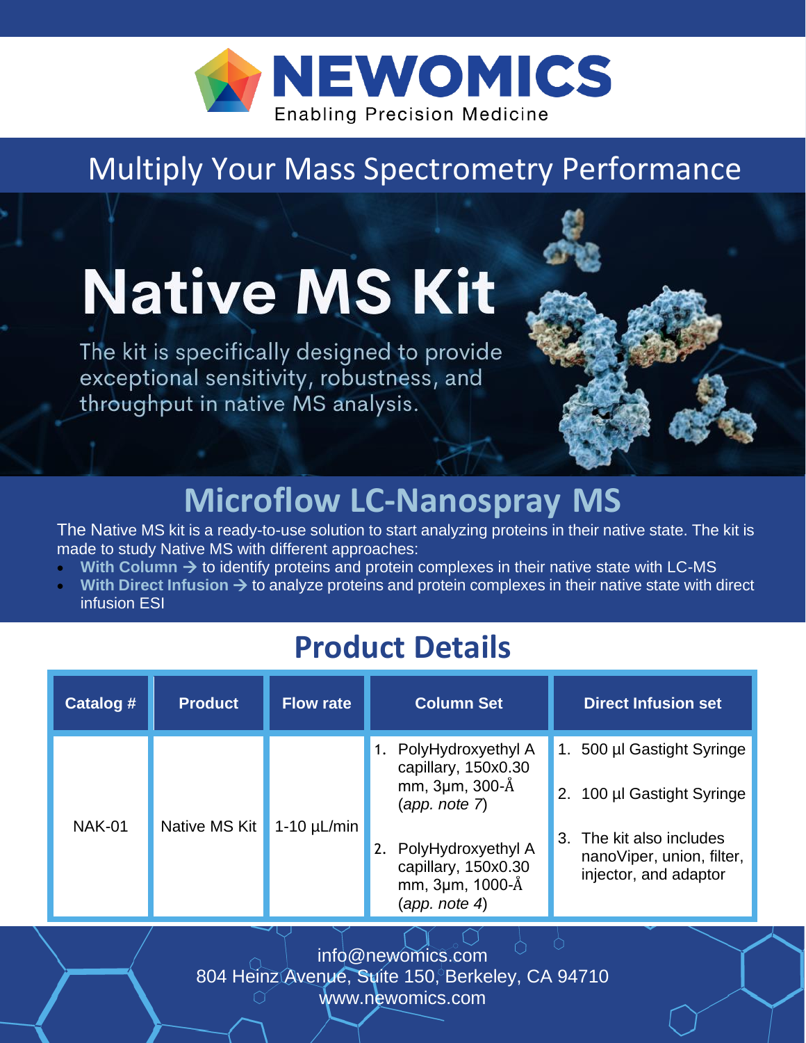# NEWOMICS

Enabling Precision Medicine

## Multiply Your Mass Spectrometry Performance

# Native MS Kit

The kit is specifically designed to provide exceptional sensitivity, robustness, and throughput in native MS analysis.

## Microflow LC-Nanospray MS

The Native MS kit is a ready-to-use solution to start analyzing proteins in their native state. The kit is made to study Native MS with different approaches:

- **With Column →** to identify proteins and protein complexes in their native state with LC-MS
- **With Direct Infusion →** to analyze proteins and protein complexes in their native state with direct infusion ESI

## Product Details

| Catalog # | Product | Flow rate | Column Set | Direct Infusion set |
|---|---|---|---|---|
| NAK-01 | Native MS Kit | 1-10 µL/min | 1. PolyHydroxyethyl A capillary, 150x0.30 mm, 3µm, 300-Å (*app. note 7*)<br>2. PolyHydroxyethyl A capillary, 150x0.30 mm, 3µm, 1000-Å (*app. note 4*) | 1. 500 µl Gastight Syringe<br>2. 100 µl Gastight Syringe<br>3. The kit also includes nanoViper, union, filter, injector, and adaptor |

info@newomics.com
804 Heinz Avenue, Suite 150, Berkeley, CA 94710
www.newomics.com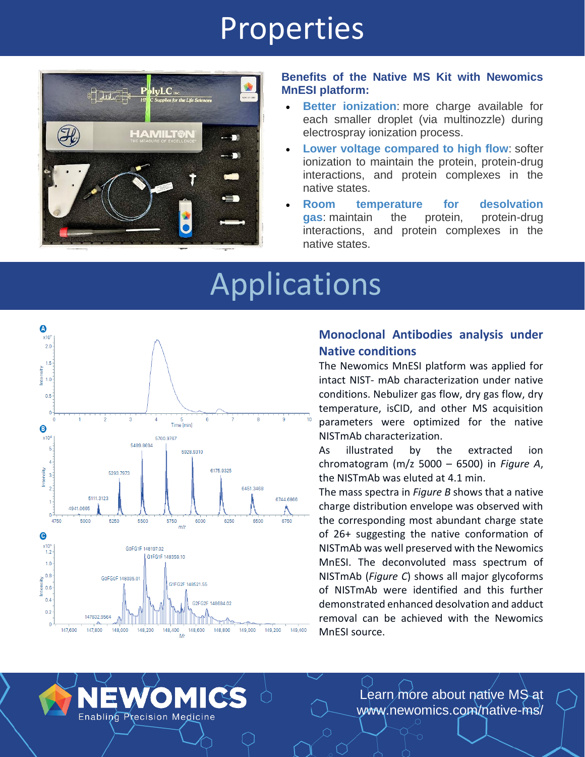# Properties

**Benefits of the Native MS Kit with Newomics MnESI platform:**

- **Better ionization**: more charge available for each smaller droplet (via multinozzle) during electrospray ionization process.
- **Lower voltage compared to high flow**: softer ionization to maintain the protein, protein-drug interactions, and protein complexes in the native states.
- **Room temperature for desolvation gas**: maintain the protein, protein-drug interactions, and protein complexes in the native states.

# Applications

A

$\times10^7$

Intensity

Time [min]

B

$\times10^4$

4941.0685
5111.3123
5293.7973
5489.8694
5700.9767
5928.9310
6175.9325
6451.3468
6744.6866

Intensity

m/z

C

$\times10^5$

147832.9564
G0FG0F 148035.01
G0FG1F 148197.02
G1FG1F 148359.10
G1FG2F 148521.55
G2FG2F 148684.02

Intensity

Mr

## Monoclonal Antibodies analysis under Native conditions

The Newomics MnESI platform was applied for intact NIST- mAb characterization under native conditions. Nebulizer gas flow, dry gas flow, dry temperature, isCID, and other MS acquisition parameters were optimized for the native NISTmAb characterization.

As illustrated by the extracted ion chromatogram (m/z 5000 – 6500) in *Figure A*, the NISTmAb was eluted at 4.1 min.

The mass spectra in *Figure B* shows that a native charge distribution envelope was observed with the corresponding most abundant charge state of 26+ suggesting the native conformation of NISTmAb was well preserved with the Newomics MnESI. The deconvoluted mass spectrum of NISTmAb (*Figure C*) shows all major glycoforms of NISTmAb were identified and this further demonstrated enhanced desolvation and adduct removal can be achieved with the Newomics MnESI source.

NEWOMICS
Enabling Precision Medicine

Learn more about native MS at www.newomics.com/native-ms/